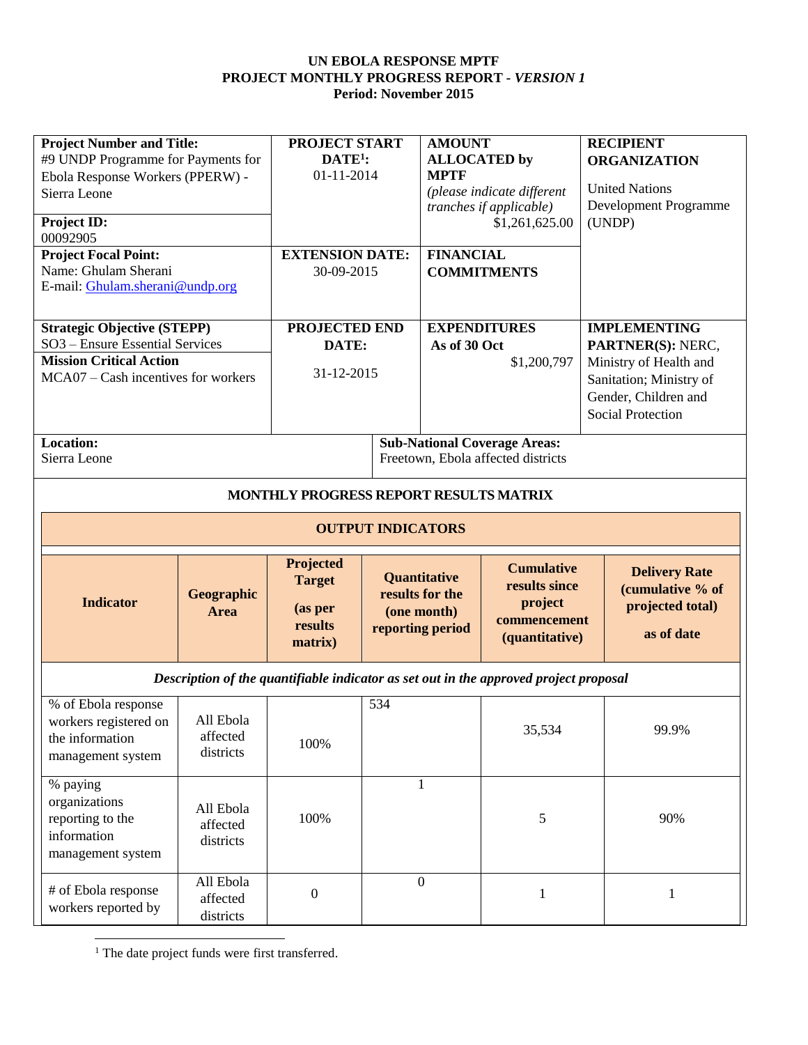**UN EBOLA RESPONSE MPTF**
**PROJECT MONTHLY PROGRESS REPORT - *VERSION 1***
**Period: November 2015**

| **Project Number and Title:** #9 UNDP Programme for Payments for Ebola Response Workers (PPERW) - Sierra Leone | **PROJECT START DATE[1]:** 01-11-2014 | **AMOUNT ALLOCATED by MPTF** *(please indicate different tranches if applicable)* $1,261,625.00 | **RECIPIENT ORGANIZATION** United Nations Development Programme (UNDP) |
|---|---|---|---|
| **Project ID:** 00092905 | | | |
| **Project Focal Point:** Name: Ghulam Sherani E-mail: Ghulam.sherani@undp.org | **EXTENSION DATE:** 30-09-2015 | **FINANCIAL COMMITMENTS** | |
| **Strategic Objective (STEPP)** SO3 – Ensure Essential Services **Mission Critical Action** MCA07 – Cash incentives for workers | **PROJECTED END DATE:** 31-12-2015 | **EXPENDITURES As of 30 Oct** $1,200,797 | **IMPLEMENTING PARTNER(S):** NERC, Ministry of Health and Sanitation; Ministry of Gender, Children and Social Protection |
| **Location:** Sierra Leone | | **Sub-National Coverage Areas:** Freetown, Ebola affected districts | |

**MONTHLY PROGRESS REPORT RESULTS MATRIX**

| **OUTPUT INDICATORS** | | | | | |
|---|---|---|---|---|---|
| **Indicator** | **Geographic Area** | **Projected Target (as per results matrix)** | **Quantitative results for the (one month) reporting period** | **Cumulative results since project commencement (quantitative)** | **Delivery Rate (cumulative % of projected total) as of date** |
| ***Description of the quantifiable indicator as set out in the approved project proposal*** | | | | | |
| % of Ebola response workers registered on the information management system | All Ebola affected districts | 100% | 534 | 35,534 | 99.9% |
| % paying organizations reporting to the information management system | All Ebola affected districts | 100% | 1 | 5 | 90% |
| # of Ebola response workers reported by | All Ebola affected districts | 0 | 0 | 1 | 1 |

[1] The date project funds were first transferred.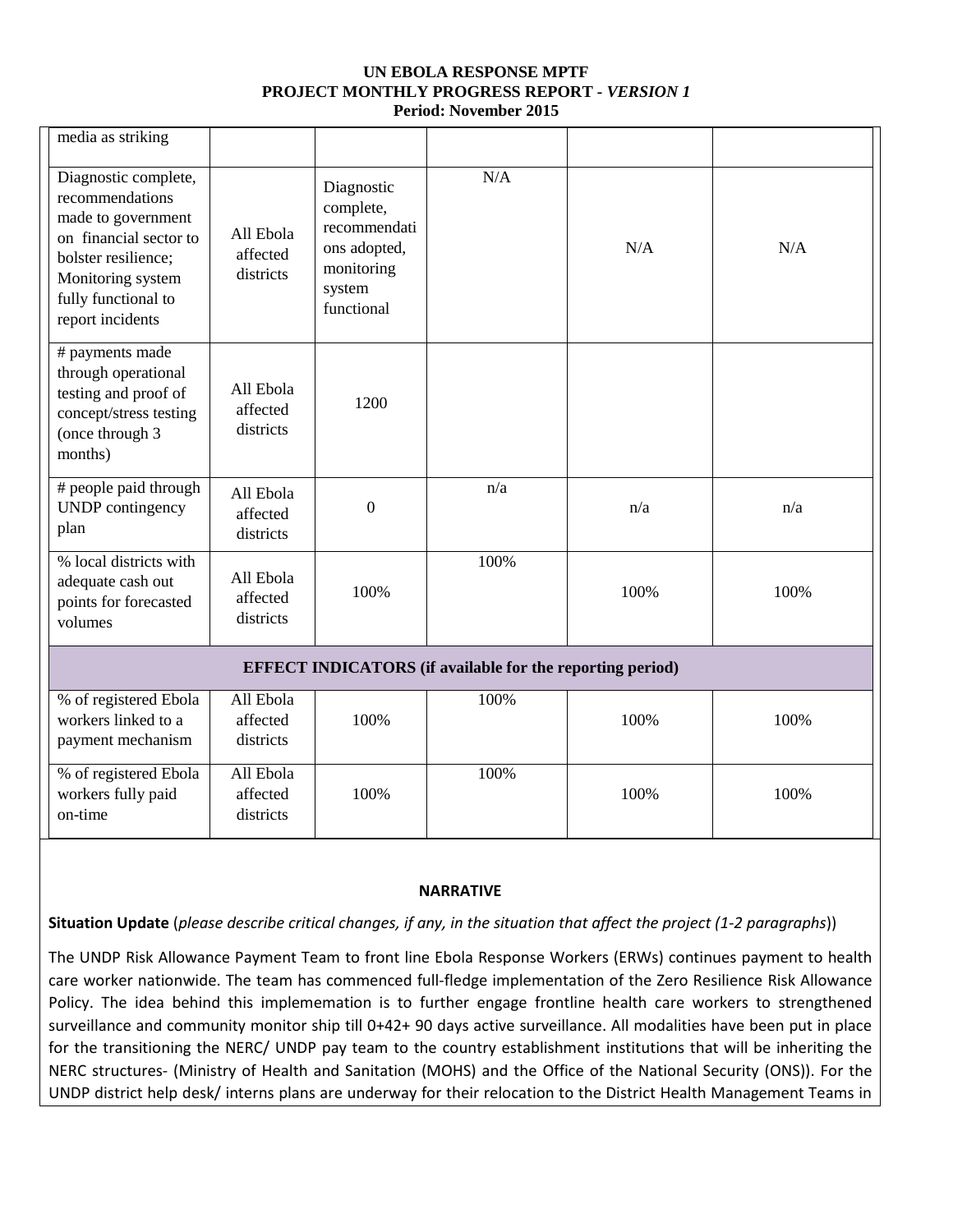| | | | | | |
|---|---|---|---|---|---|
| media as striking | | | | | |
| Diagnostic complete, recommendations made to government on financial sector to bolster resilience; Monitoring system fully functional to report incidents | All Ebola affected districts | Diagnostic complete, recommendations adopted, monitoring system functional | N/A | N/A | N/A |
| # payments made through operational testing and proof of concept/stress testing (once through 3 months) | All Ebola affected districts | 1200 | | | |
| # people paid through UNDP contingency plan | All Ebola affected districts | 0 | n/a | n/a | n/a |
| % local districts with adequate cash out points for forecasted volumes | All Ebola affected districts | 100% | 100% | 100% | 100% |
| **EFFECT INDICATORS (if available for the reporting period)** | | | | | |
| % of registered Ebola workers linked to a payment mechanism | All Ebola affected districts | 100% | 100% | 100% | 100% |
| % of registered Ebola workers fully paid on-time | All Ebola affected districts | 100% | 100% | 100% | 100% |

**NARRATIVE**

**Situation Update** (*please describe critical changes, if any, in the situation that affect the project (1-2 paragraphs*))

The UNDP Risk Allowance Payment Team to front line Ebola Response Workers (ERWs) continues payment to health care worker nationwide. The team has commenced full-fledge implementation of the Zero Resilience Risk Allowance Policy. The idea behind this implememation is to further engage frontline health care workers to strengthened surveillance and community monitor ship till 0+42+ 90 days active surveillance. All modalities have been put in place for the transitioning the NERC/ UNDP pay team to the country establishment institutions that will be inheriting the NERC structures- (Ministry of Health and Sanitation (MOHS) and the Office of the National Security (ONS)). For the UNDP district help desk/ interns plans are underway for their relocation to the District Health Management Teams in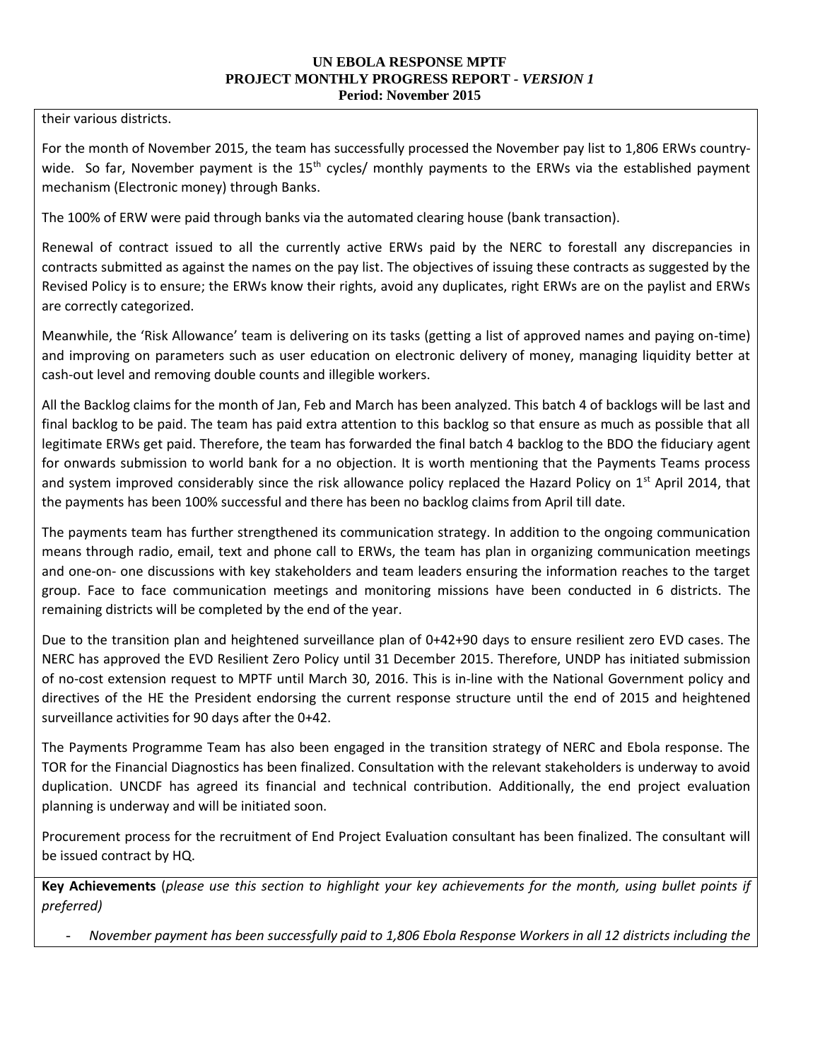their various districts.

For the month of November 2015, the team has successfully processed the November pay list to 1,806 ERWs country-wide. So far, November payment is the 15th cycles/ monthly payments to the ERWs via the established payment mechanism (Electronic money) through Banks.

The 100% of ERW were paid through banks via the automated clearing house (bank transaction).

Renewal of contract issued to all the currently active ERWs paid by the NERC to forestall any discrepancies in contracts submitted as against the names on the pay list. The objectives of issuing these contracts as suggested by the Revised Policy is to ensure; the ERWs know their rights, avoid any duplicates, right ERWs are on the paylist and ERWs are correctly categorized.

Meanwhile, the 'Risk Allowance' team is delivering on its tasks (getting a list of approved names and paying on-time) and improving on parameters such as user education on electronic delivery of money, managing liquidity better at cash-out level and removing double counts and illegible workers.

All the Backlog claims for the month of Jan, Feb and March has been analyzed. This batch 4 of backlogs will be last and final backlog to be paid. The team has paid extra attention to this backlog so that ensure as much as possible that all legitimate ERWs get paid. Therefore, the team has forwarded the final batch 4 backlog to the BDO the fiduciary agent for onwards submission to world bank for a no objection. It is worth mentioning that the Payments Teams process and system improved considerably since the risk allowance policy replaced the Hazard Policy on 1st April 2014, that the payments has been 100% successful and there has been no backlog claims from April till date.

The payments team has further strengthened its communication strategy. In addition to the ongoing communication means through radio, email, text and phone call to ERWs, the team has plan in organizing communication meetings and one-on- one discussions with key stakeholders and team leaders ensuring the information reaches to the target group. Face to face communication meetings and monitoring missions have been conducted in 6 districts. The remaining districts will be completed by the end of the year.

Due to the transition plan and heightened surveillance plan of 0+42+90 days to ensure resilient zero EVD cases. The NERC has approved the EVD Resilient Zero Policy until 31 December 2015. Therefore, UNDP has initiated submission of no-cost extension request to MPTF until March 30, 2016. This is in-line with the National Government policy and directives of the HE the President endorsing the current response structure until the end of 2015 and heightened surveillance activities for 90 days after the 0+42.

The Payments Programme Team has also been engaged in the transition strategy of NERC and Ebola response. The TOR for the Financial Diagnostics has been finalized. Consultation with the relevant stakeholders is underway to avoid duplication. UNCDF has agreed its financial and technical contribution. Additionally, the end project evaluation planning is underway and will be initiated soon.

Procurement process for the recruitment of End Project Evaluation consultant has been finalized. The consultant will be issued contract by HQ.

**Key Achievements** (*please use this section to highlight your key achievements for the month, using bullet points if preferred)*

- *November payment has been successfully paid to 1,806 Ebola Response Workers in all 12 districts including the*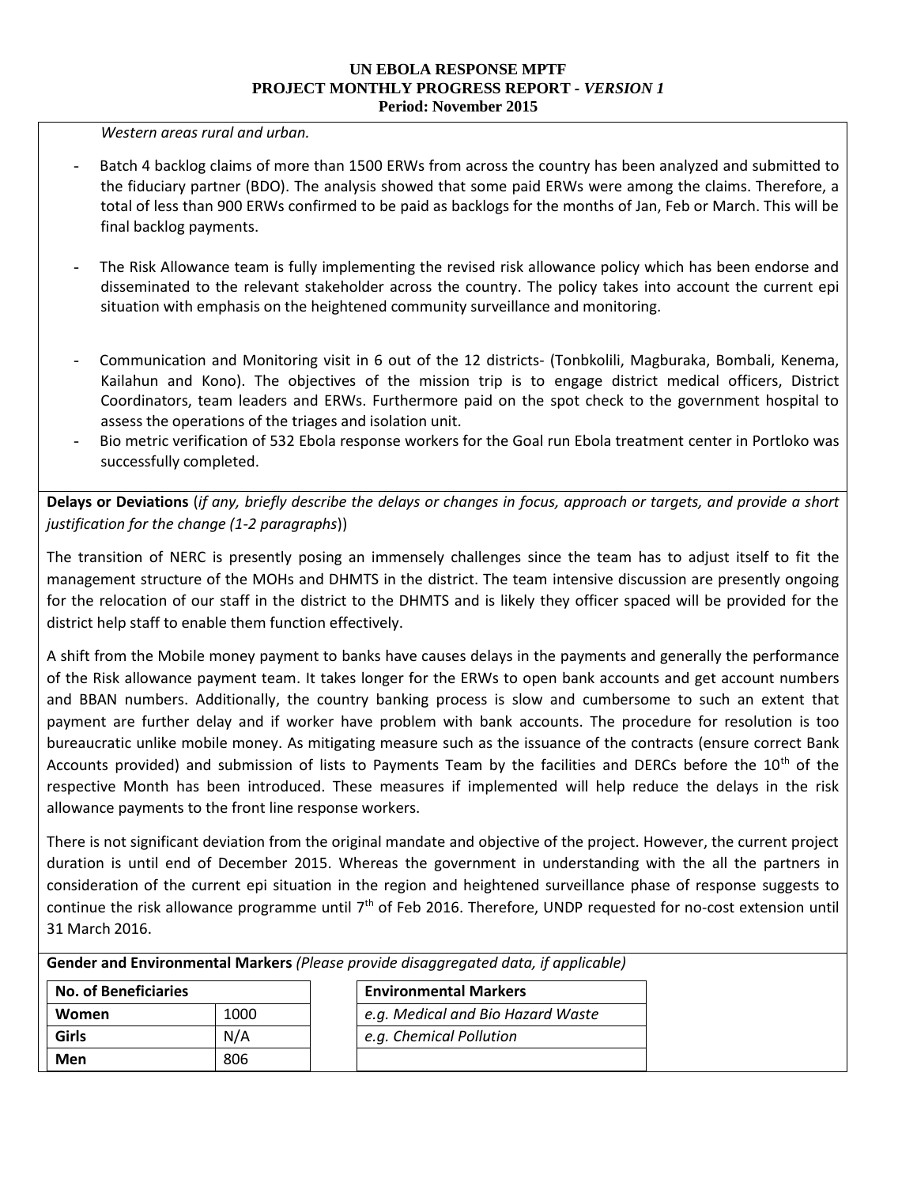*Western areas rural and urban.*

- Batch 4 backlog claims of more than 1500 ERWs from across the country has been analyzed and submitted to the fiduciary partner (BDO). The analysis showed that some paid ERWs were among the claims. Therefore, a total of less than 900 ERWs confirmed to be paid as backlogs for the months of Jan, Feb or March. This will be final backlog payments.

- The Risk Allowance team is fully implementing the revised risk allowance policy which has been endorse and disseminated to the relevant stakeholder across the country. The policy takes into account the current epi situation with emphasis on the heightened community surveillance and monitoring.

- Communication and Monitoring visit in 6 out of the 12 districts- (Tonbkolili, Magburaka, Bombali, Kenema, Kailahun and Kono). The objectives of the mission trip is to engage district medical officers, District Coordinators, team leaders and ERWs. Furthermore paid on the spot check to the government hospital to assess the operations of the triages and isolation unit.
- Bio metric verification of 532 Ebola response workers for the Goal run Ebola treatment center in Portloko was successfully completed.

**Delays or Deviations** (*if any, briefly describe the delays or changes in focus, approach or targets, and provide a short justification for the change (1-2 paragraphs)*)

The transition of NERC is presently posing an immensely challenges since the team has to adjust itself to fit the management structure of the MOHs and DHMTS in the district. The team intensive discussion are presently ongoing for the relocation of our staff in the district to the DHMTS and is likely they officer spaced will be provided for the district help staff to enable them function effectively.

A shift from the Mobile money payment to banks have causes delays in the payments and generally the performance of the Risk allowance payment team. It takes longer for the ERWs to open bank accounts and get account numbers and BBAN numbers. Additionally, the country banking process is slow and cumbersome to such an extent that payment are further delay and if worker have problem with bank accounts. The procedure for resolution is too bureaucratic unlike mobile money. As mitigating measure such as the issuance of the contracts (ensure correct Bank Accounts provided) and submission of lists to Payments Team by the facilities and DERCs before the 10th of the respective Month has been introduced. These measures if implemented will help reduce the delays in the risk allowance payments to the front line response workers.

There is not significant deviation from the original mandate and objective of the project. However, the current project duration is until end of December 2015. Whereas the government in understanding with the all the partners in consideration of the current epi situation in the region and heightened surveillance phase of response suggests to continue the risk allowance programme until 7th of Feb 2016. Therefore, UNDP requested for no-cost extension until 31 March 2016.

**Gender and Environmental Markers** *(Please provide disaggregated data, if applicable)*

| **No. of Beneficiaries** | |
|---|---|
| **Women** | 1000 |
| **Girls** | N/A |
| **Men** | 806 |

| **Environmental Markers** |
|---|
| *e.g. Medical and Bio Hazard Waste* |
| *e.g. Chemical Pollution* |
| |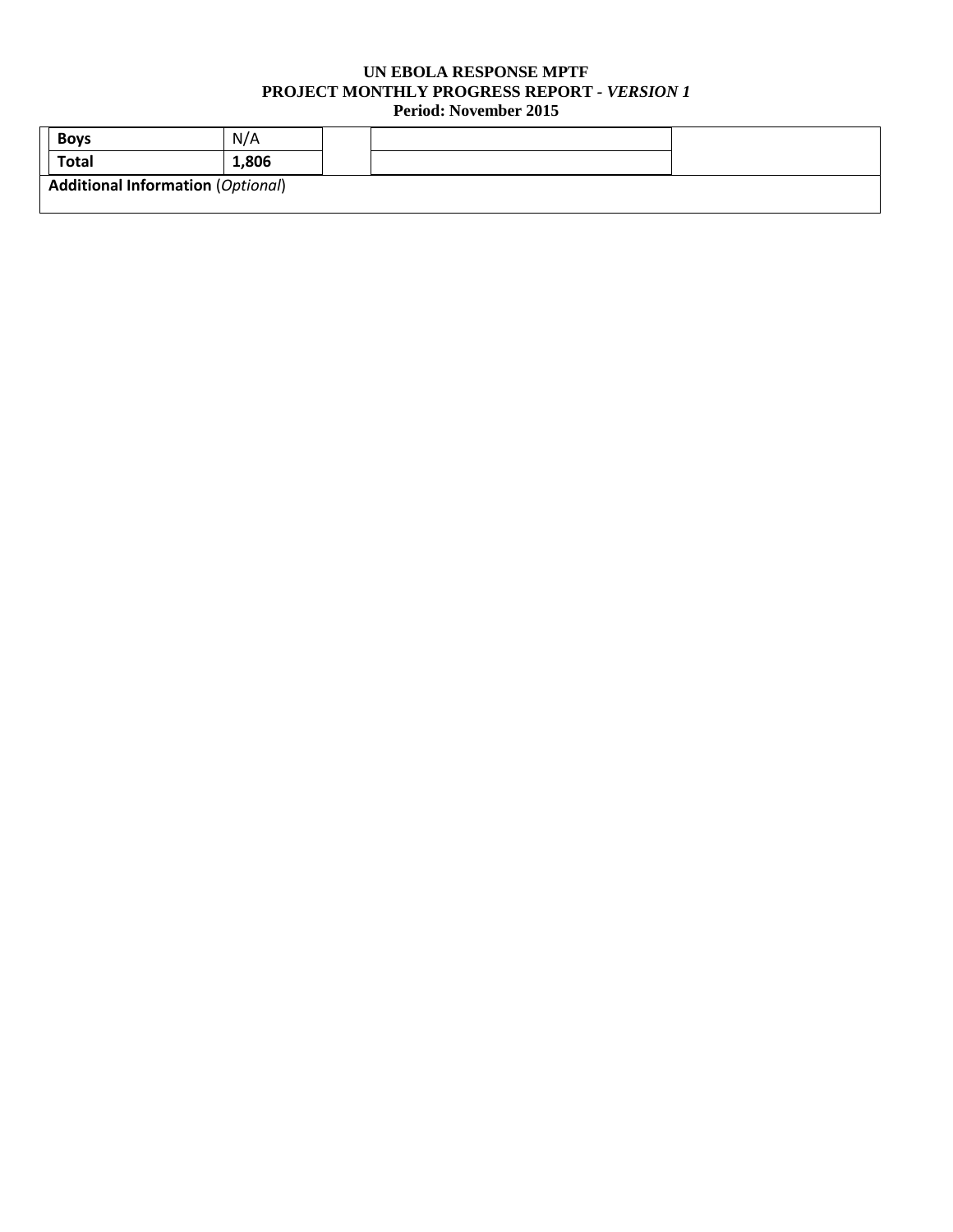| | | | | |
|---|---|---|---|---|
| **Boys** | N/A | | | |
| **Total** | **1,806** | | | |

**Additional Information** (*Optional*)